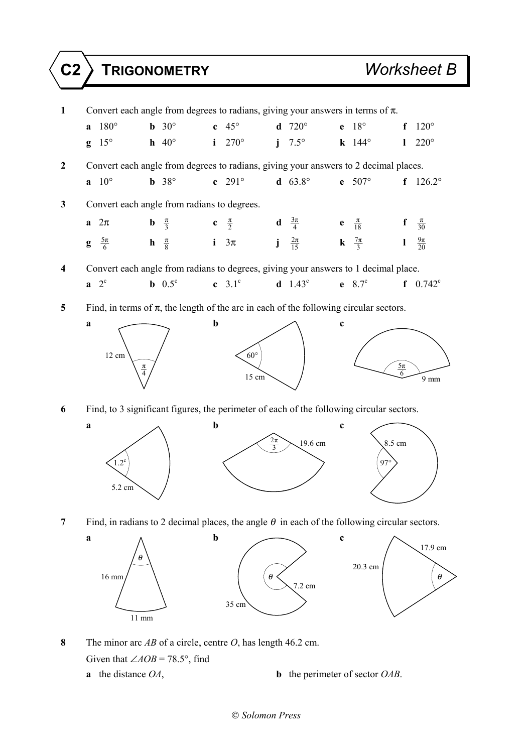# C2 TRIGONOMETRY — Worksheet B

**1** Convert each angle from degrees to radians, giving your answers in terms of $\pi$.

**a** $180°$ **b** $30°$ **c** $45°$ **d** $720°$ **e** $18°$ **f** $120°$

**g** $15°$ **h** $40°$ **i** $270°$ **j** $7.5°$ **k** $144°$ **l** $220°$

**2** Convert each angle from degrees to radians, giving your answers to 2 decimal places.

**a** $10°$ **b** $38°$ **c** $291°$ **d** $63.8°$ **e** $507°$ **f** $126.2°$

**3** Convert each angle from radians to degrees.

**a** $2\pi$ **b** $\frac{\pi}{3}$ **c** $\frac{\pi}{2}$ **d** $\frac{3\pi}{4}$ **e** $\frac{\pi}{18}$ **f** $\frac{\pi}{30}$

**g** $\frac{5\pi}{6}$ **h** $\frac{\pi}{8}$ **i** $3\pi$ **j** $\frac{2\pi}{15}$ **k** $\frac{7\pi}{3}$ **l** $\frac{9\pi}{20}$

**4** Convert each angle from radians to degrees, giving your answers to 1 decimal place.

**a** $2^c$ **b** $0.5^c$ **c** $3.1^c$ **d** $1.43^c$ **e** $8.7^c$ **f** $0.742^c$

**5** Find, in terms of $\pi$, the length of the arc in each of the following circular sectors.

**a** 12 cm, $\frac{\pi}{4}$ **b** $60°$, 15 cm **c** $\frac{5\pi}{6}$, 9 mm

**6** Find, to 3 significant figures, the perimeter of each of the following circular sectors.

**a** $1.2^c$, 5.2 cm **b** $\frac{2\pi}{3}$, 19.6 cm **c** 8.5 cm, $97°$

**7** Find, in radians to 2 decimal places, the angle $\theta$ in each of the following circular sectors.

**a** $\theta$, 16 mm, 11 mm **b** $\theta$, 7.2 cm, 35 cm **c** 17.9 cm, 20.3 cm, $\theta$

**8** The minor arc $AB$ of a circle, centre $O$, has length 46.2 cm.

Given that $\angle AOB = 78.5°$, find

**a** the distance $OA$, **b** the perimeter of sector $OAB$.

© Solomon Press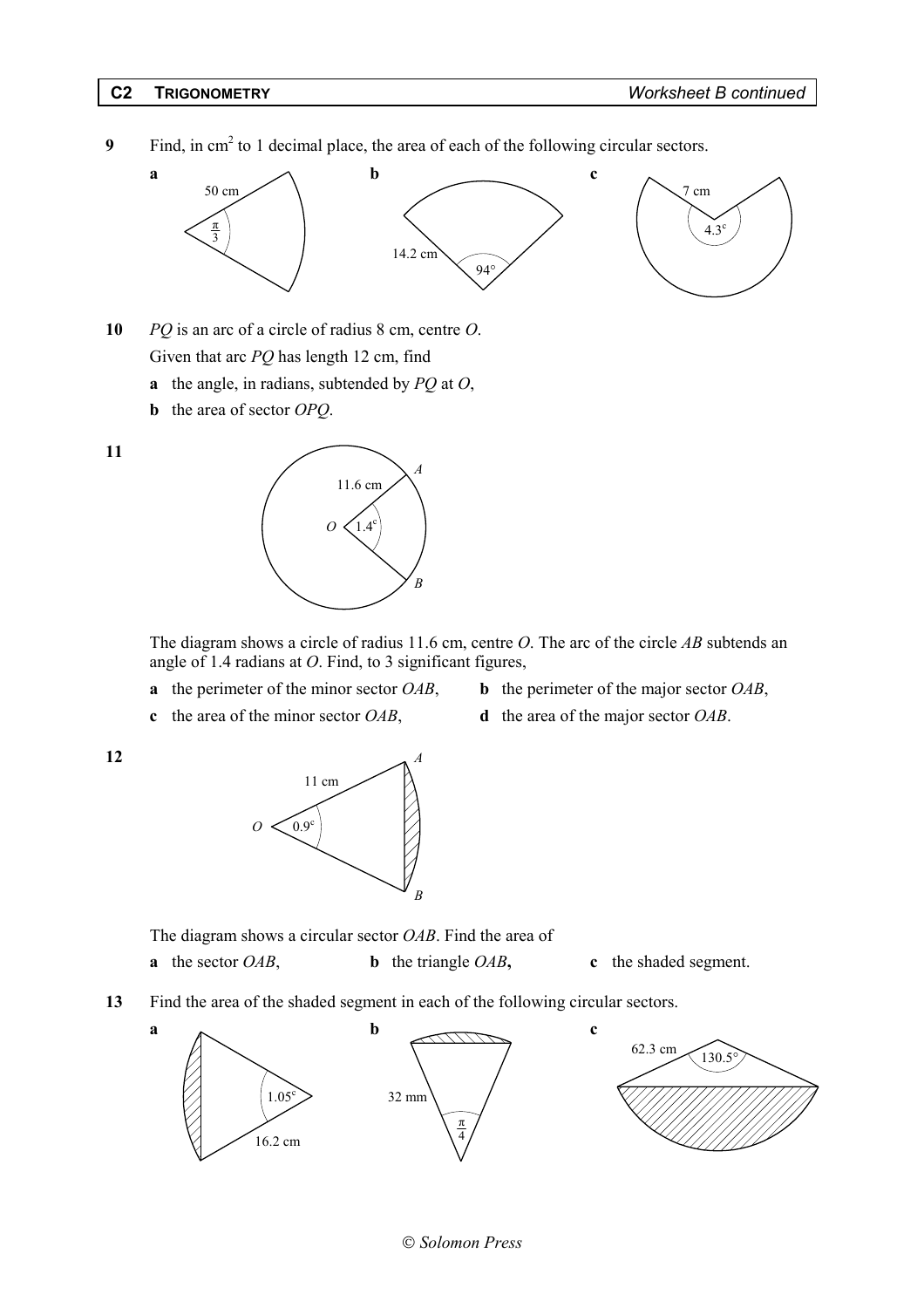**9** Find, in cm$^2$ to 1 decimal place, the area of each of the following circular sectors.

**a**

50 cm

$\frac{\pi}{3}$

**b**

14.2 cm

94°

**c**

7 cm

$4.3^c$

**10** *PQ* is an arc of a circle of radius 8 cm, centre *O*.

Given that arc *PQ* has length 12 cm, find

**a** the angle, in radians, subtended by *PQ* at *O*,

**b** the area of sector *OPQ*.

**11**

11.6 cm

*A*

*O*

$1.4^c$

*B*

The diagram shows a circle of radius 11.6 cm, centre *O*. The arc of the circle *AB* subtends an angle of 1.4 radians at *O*. Find, to 3 significant figures,

**a** the perimeter of the minor sector *OAB*,

**b** the perimeter of the major sector *OAB*,

**c** the area of the minor sector *OAB*,

**d** the area of the major sector *OAB*.

**12**

11 cm

*A*

*O*

$0.9^c$

*B*

The diagram shows a circular sector *OAB*. Find the area of

**a** the sector *OAB*,

**b** the triangle *OAB*,

**c** the shaded segment.

**13** Find the area of the shaded segment in each of the following circular sectors.

**a**

$1.05^c$

16.2 cm

**b**

32 mm

$\frac{\pi}{4}$

**c**

62.3 cm

130.5°